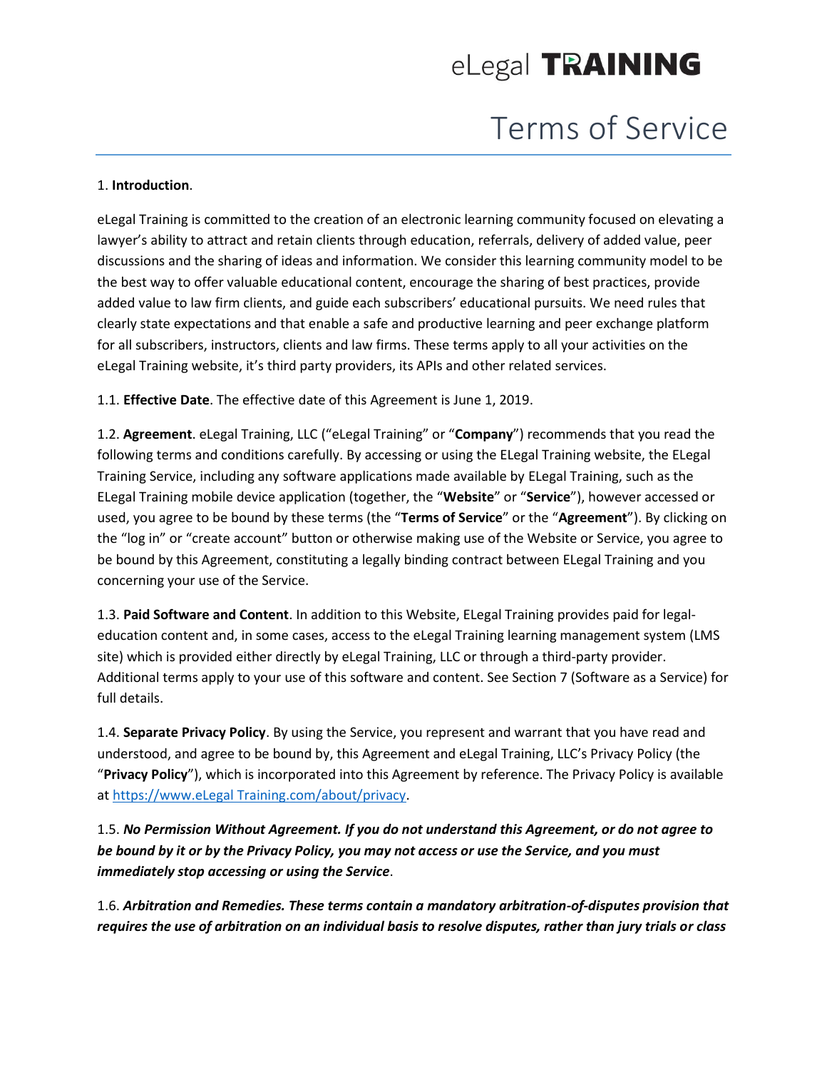# eLegal TRAINING

# Terms of Service

1. **Introduction**.

eLegal Training is committed to the creation of an electronic learning community focused on elevating a lawyer's ability to attract and retain clients through education, referrals, delivery of added value, peer discussions and the sharing of ideas and information. We consider this learning community model to be the best way to offer valuable educational content, encourage the sharing of best practices, provide added value to law firm clients, and guide each subscribers' educational pursuits. We need rules that clearly state expectations and that enable a safe and productive learning and peer exchange platform for all subscribers, instructors, clients and law firms. These terms apply to all your activities on the eLegal Training website, it's third party providers, its APIs and other related services.

1.1. **Effective Date**. The effective date of this Agreement is June 1, 2019.

1.2. **Agreement**. eLegal Training, LLC ("eLegal Training" or "**Company**") recommends that you read the following terms and conditions carefully. By accessing or using the ELegal Training website, the ELegal Training Service, including any software applications made available by ELegal Training, such as the ELegal Training mobile device application (together, the "**Website**" or "**Service**"), however accessed or used, you agree to be bound by these terms (the "**Terms of Service**" or the "**Agreement**"). By clicking on the "log in" or "create account" button or otherwise making use of the Website or Service, you agree to be bound by this Agreement, constituting a legally binding contract between ELegal Training and you concerning your use of the Service.

1.3. **Paid Software and Content**. In addition to this Website, ELegal Training provides paid for legal-education content and, in some cases, access to the eLegal Training learning management system (LMS site) which is provided either directly by eLegal Training, LLC or through a third-party provider. Additional terms apply to your use of this software and content. See Section 7 (Software as a Service) for full details.

1.4. **Separate Privacy Policy**. By using the Service, you represent and warrant that you have read and understood, and agree to be bound by, this Agreement and eLegal Training, LLC's Privacy Policy (the "**Privacy Policy**"), which is incorporated into this Agreement by reference. The Privacy Policy is available at https://www.eLegal Training.com/about/privacy.

1.5. ***No Permission Without Agreement. If you do not understand this Agreement, or do not agree to be bound by it or by the Privacy Policy, you may not access or use the Service, and you must immediately stop accessing or using the Service***.

1.6. ***Arbitration and Remedies. These terms contain a mandatory arbitration-of-disputes provision that requires the use of arbitration on an individual basis to resolve disputes, rather than jury trials or class***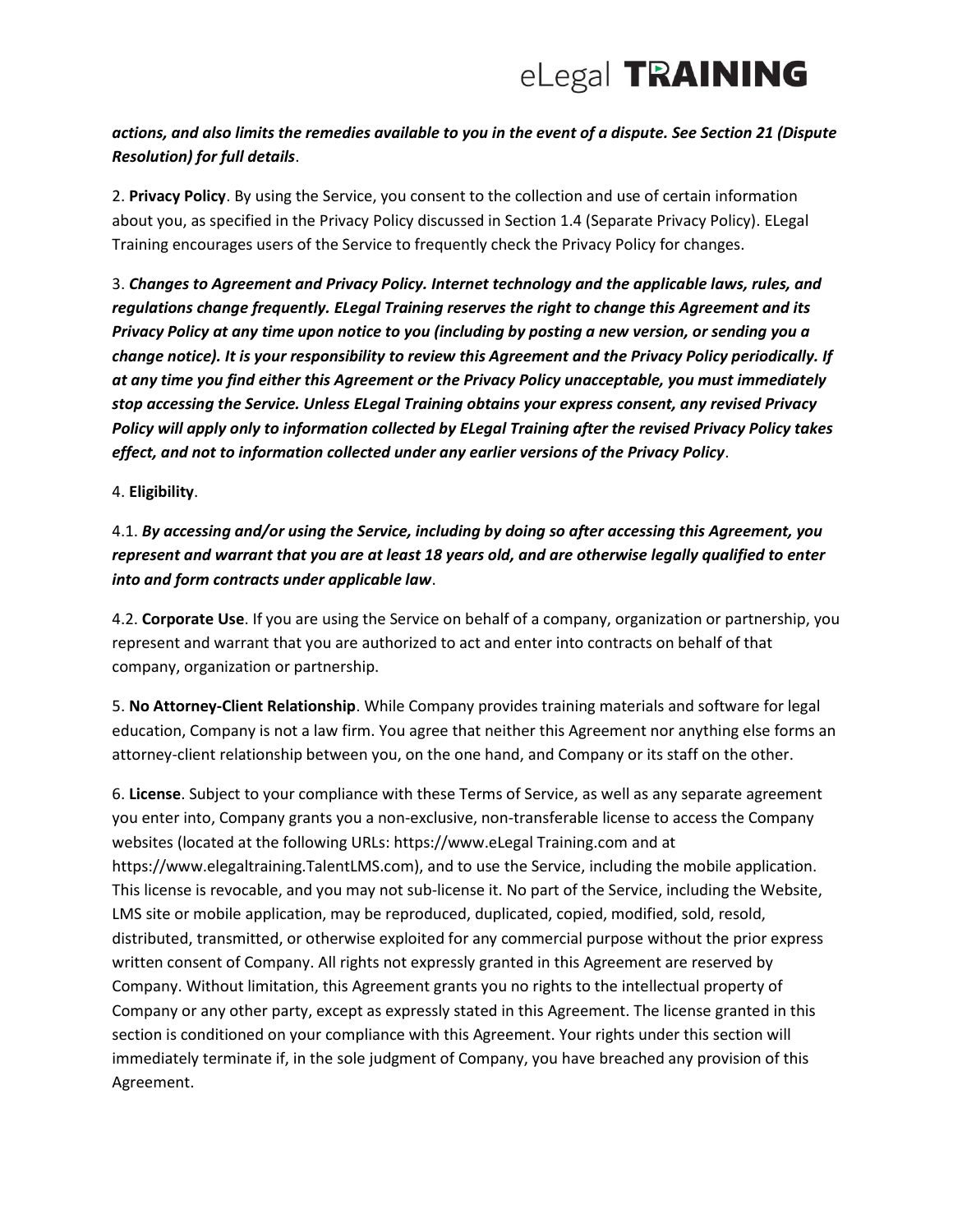***actions, and also limits the remedies available to you in the event of a dispute. See Section 21 (Dispute Resolution) for full details***.

2. **Privacy Policy**. By using the Service, you consent to the collection and use of certain information about you, as specified in the Privacy Policy discussed in Section 1.4 (Separate Privacy Policy). ELegal Training encourages users of the Service to frequently check the Privacy Policy for changes.

3. ***Changes to Agreement and Privacy Policy. Internet technology and the applicable laws, rules, and regulations change frequently. ELegal Training reserves the right to change this Agreement and its Privacy Policy at any time upon notice to you (including by posting a new version, or sending you a change notice). It is your responsibility to review this Agreement and the Privacy Policy periodically. If at any time you find either this Agreement or the Privacy Policy unacceptable, you must immediately stop accessing the Service. Unless ELegal Training obtains your express consent, any revised Privacy Policy will apply only to information collected by ELegal Training after the revised Privacy Policy takes effect, and not to information collected under any earlier versions of the Privacy Policy***.

4. **Eligibility**.

4.1. ***By accessing and/or using the Service, including by doing so after accessing this Agreement, you represent and warrant that you are at least 18 years old, and are otherwise legally qualified to enter into and form contracts under applicable law***.

4.2. **Corporate Use**. If you are using the Service on behalf of a company, organization or partnership, you represent and warrant that you are authorized to act and enter into contracts on behalf of that company, organization or partnership.

5. **No Attorney-Client Relationship**. While Company provides training materials and software for legal education, Company is not a law firm. You agree that neither this Agreement nor anything else forms an attorney-client relationship between you, on the one hand, and Company or its staff on the other.

6. **License**. Subject to your compliance with these Terms of Service, as well as any separate agreement you enter into, Company grants you a non-exclusive, non-transferable license to access the Company websites (located at the following URLs: https://www.eLegal Training.com and at https://www.elegaltraining.TalentLMS.com), and to use the Service, including the mobile application. This license is revocable, and you may not sub-license it. No part of the Service, including the Website, LMS site or mobile application, may be reproduced, duplicated, copied, modified, sold, resold, distributed, transmitted, or otherwise exploited for any commercial purpose without the prior express written consent of Company. All rights not expressly granted in this Agreement are reserved by Company. Without limitation, this Agreement grants you no rights to the intellectual property of Company or any other party, except as expressly stated in this Agreement. The license granted in this section is conditioned on your compliance with this Agreement. Your rights under this section will immediately terminate if, in the sole judgment of Company, you have breached any provision of this Agreement.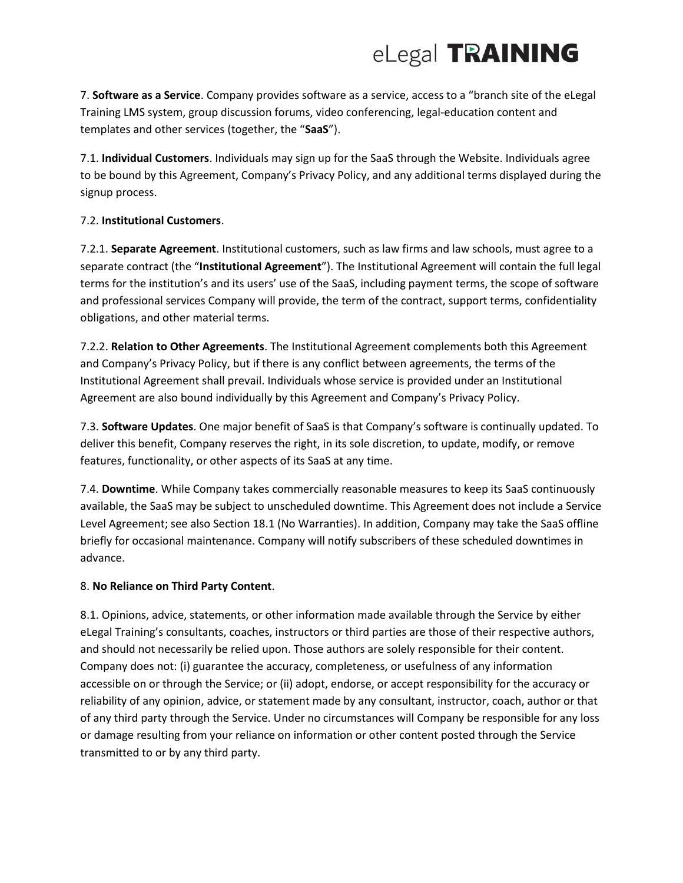7. **Software as a Service**. Company provides software as a service, access to a "branch site of the eLegal Training LMS system, group discussion forums, video conferencing, legal-education content and templates and other services (together, the "**SaaS**").

7.1. **Individual Customers**. Individuals may sign up for the SaaS through the Website. Individuals agree to be bound by this Agreement, Company's Privacy Policy, and any additional terms displayed during the signup process.

7.2. **Institutional Customers**.

7.2.1. **Separate Agreement**. Institutional customers, such as law firms and law schools, must agree to a separate contract (the "**Institutional Agreement**"). The Institutional Agreement will contain the full legal terms for the institution's and its users' use of the SaaS, including payment terms, the scope of software and professional services Company will provide, the term of the contract, support terms, confidentiality obligations, and other material terms.

7.2.2. **Relation to Other Agreements**. The Institutional Agreement complements both this Agreement and Company's Privacy Policy, but if there is any conflict between agreements, the terms of the Institutional Agreement shall prevail. Individuals whose service is provided under an Institutional Agreement are also bound individually by this Agreement and Company's Privacy Policy.

7.3. **Software Updates**. One major benefit of SaaS is that Company's software is continually updated. To deliver this benefit, Company reserves the right, in its sole discretion, to update, modify, or remove features, functionality, or other aspects of its SaaS at any time.

7.4. **Downtime**. While Company takes commercially reasonable measures to keep its SaaS continuously available, the SaaS may be subject to unscheduled downtime. This Agreement does not include a Service Level Agreement; see also Section 18.1 (No Warranties). In addition, Company may take the SaaS offline briefly for occasional maintenance. Company will notify subscribers of these scheduled downtimes in advance.

8. **No Reliance on Third Party Content**.

8.1. Opinions, advice, statements, or other information made available through the Service by either eLegal Training's consultants, coaches, instructors or third parties are those of their respective authors, and should not necessarily be relied upon. Those authors are solely responsible for their content. Company does not: (i) guarantee the accuracy, completeness, or usefulness of any information accessible on or through the Service; or (ii) adopt, endorse, or accept responsibility for the accuracy or reliability of any opinion, advice, or statement made by any consultant, instructor, coach, author or that of any third party through the Service. Under no circumstances will Company be responsible for any loss or damage resulting from your reliance on information or other content posted through the Service transmitted to or by any third party.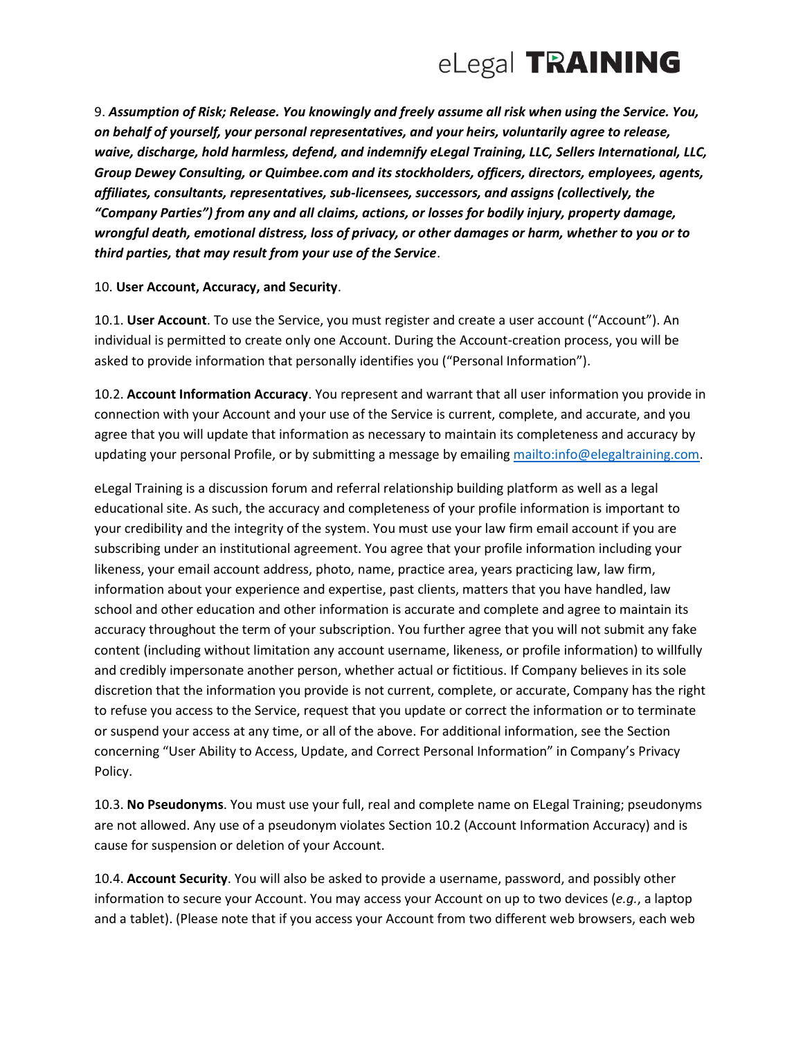9. ***Assumption of Risk; Release. You knowingly and freely assume all risk when using the Service. You, on behalf of yourself, your personal representatives, and your heirs, voluntarily agree to release, waive, discharge, hold harmless, defend, and indemnify eLegal Training, LLC, Sellers International, LLC, Group Dewey Consulting, or Quimbee.com and its stockholders, officers, directors, employees, agents, affiliates, consultants, representatives, sub-licensees, successors, and assigns (collectively, the "Company Parties") from any and all claims, actions, or losses for bodily injury, property damage, wrongful death, emotional distress, loss of privacy, or other damages or harm, whether to you or to third parties, that may result from your use of the Service***.

10. **User Account, Accuracy, and Security**.

10.1. **User Account**. To use the Service, you must register and create a user account ("Account"). An individual is permitted to create only one Account. During the Account-creation process, you will be asked to provide information that personally identifies you ("Personal Information").

10.2. **Account Information Accuracy**. You represent and warrant that all user information you provide in connection with your Account and your use of the Service is current, complete, and accurate, and you agree that you will update that information as necessary to maintain its completeness and accuracy by updating your personal Profile, or by submitting a message by emailing mailto:info@elegaltraining.com.

eLegal Training is a discussion forum and referral relationship building platform as well as a legal educational site. As such, the accuracy and completeness of your profile information is important to your credibility and the integrity of the system. You must use your law firm email account if you are subscribing under an institutional agreement. You agree that your profile information including your likeness, your email account address, photo, name, practice area, years practicing law, law firm, information about your experience and expertise, past clients, matters that you have handled, law school and other education and other information is accurate and complete and agree to maintain its accuracy throughout the term of your subscription. You further agree that you will not submit any fake content (including without limitation any account username, likeness, or profile information) to willfully and credibly impersonate another person, whether actual or fictitious. If Company believes in its sole discretion that the information you provide is not current, complete, or accurate, Company has the right to refuse you access to the Service, request that you update or correct the information or to terminate or suspend your access at any time, or all of the above. For additional information, see the Section concerning "User Ability to Access, Update, and Correct Personal Information" in Company's Privacy Policy.

10.3. **No Pseudonyms**. You must use your full, real and complete name on ELegal Training; pseudonyms are not allowed. Any use of a pseudonym violates Section 10.2 (Account Information Accuracy) and is cause for suspension or deletion of your Account.

10.4. **Account Security**. You will also be asked to provide a username, password, and possibly other information to secure your Account. You may access your Account on up to two devices (*e.g.*, a laptop and a tablet). (Please note that if you access your Account from two different web browsers, each web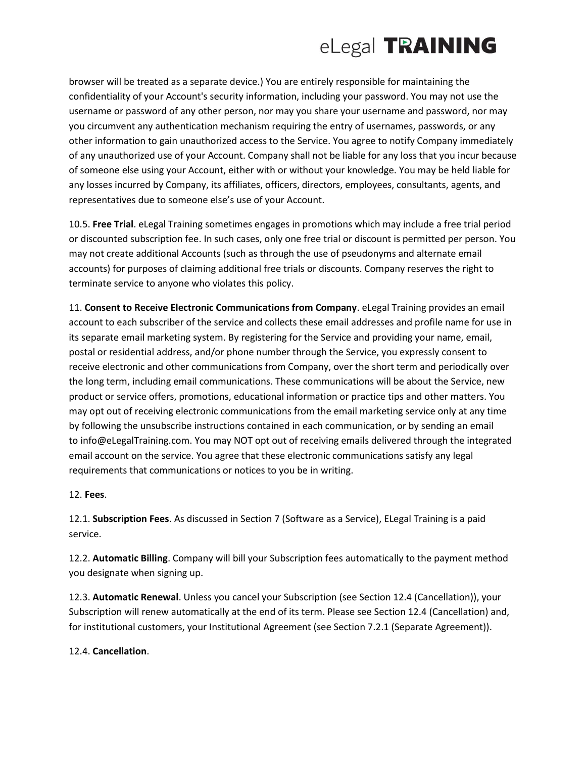browser will be treated as a separate device.) You are entirely responsible for maintaining the confidentiality of your Account's security information, including your password. You may not use the username or password of any other person, nor may you share your username and password, nor may you circumvent any authentication mechanism requiring the entry of usernames, passwords, or any other information to gain unauthorized access to the Service. You agree to notify Company immediately of any unauthorized use of your Account. Company shall not be liable for any loss that you incur because of someone else using your Account, either with or without your knowledge. You may be held liable for any losses incurred by Company, its affiliates, officers, directors, employees, consultants, agents, and representatives due to someone else's use of your Account.

10.5. **Free Trial**. eLegal Training sometimes engages in promotions which may include a free trial period or discounted subscription fee. In such cases, only one free trial or discount is permitted per person. You may not create additional Accounts (such as through the use of pseudonyms and alternate email accounts) for purposes of claiming additional free trials or discounts. Company reserves the right to terminate service to anyone who violates this policy.

11. **Consent to Receive Electronic Communications from Company**. eLegal Training provides an email account to each subscriber of the service and collects these email addresses and profile name for use in its separate email marketing system. By registering for the Service and providing your name, email, postal or residential address, and/or phone number through the Service, you expressly consent to receive electronic and other communications from Company, over the short term and periodically over the long term, including email communications. These communications will be about the Service, new product or service offers, promotions, educational information or practice tips and other matters. You may opt out of receiving electronic communications from the email marketing service only at any time by following the unsubscribe instructions contained in each communication, or by sending an email to info@eLegalTraining.com. You may NOT opt out of receiving emails delivered through the integrated email account on the service. You agree that these electronic communications satisfy any legal requirements that communications or notices to you be in writing.

12. **Fees**.

12.1. **Subscription Fees**. As discussed in Section 7 (Software as a Service), ELegal Training is a paid service.

12.2. **Automatic Billing**. Company will bill your Subscription fees automatically to the payment method you designate when signing up.

12.3. **Automatic Renewal**. Unless you cancel your Subscription (see Section 12.4 (Cancellation)), your Subscription will renew automatically at the end of its term. Please see Section 12.4 (Cancellation) and, for institutional customers, your Institutional Agreement (see Section 7.2.1 (Separate Agreement)).

12.4. **Cancellation**.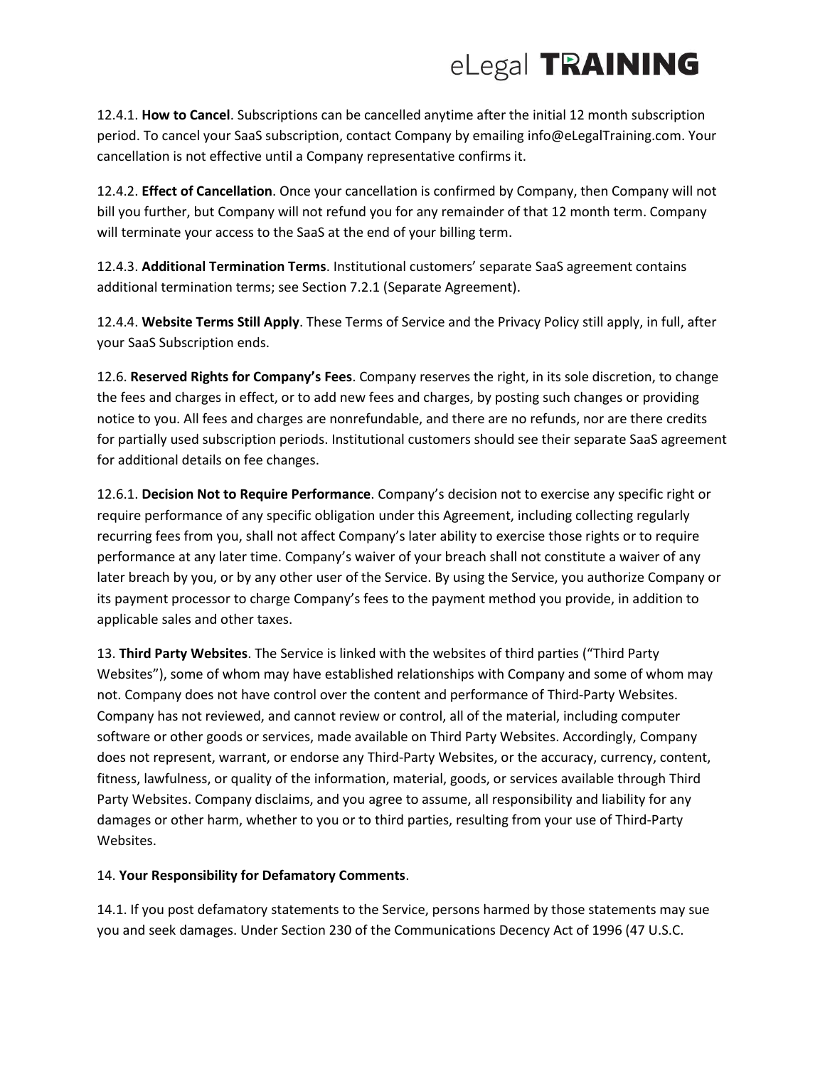12.4.1. **How to Cancel**. Subscriptions can be cancelled anytime after the initial 12 month subscription period. To cancel your SaaS subscription, contact Company by emailing info@eLegalTraining.com. Your cancellation is not effective until a Company representative confirms it.

12.4.2. **Effect of Cancellation**. Once your cancellation is confirmed by Company, then Company will not bill you further, but Company will not refund you for any remainder of that 12 month term. Company will terminate your access to the SaaS at the end of your billing term.

12.4.3. **Additional Termination Terms**. Institutional customers' separate SaaS agreement contains additional termination terms; see Section 7.2.1 (Separate Agreement).

12.4.4. **Website Terms Still Apply**. These Terms of Service and the Privacy Policy still apply, in full, after your SaaS Subscription ends.

12.6. **Reserved Rights for Company's Fees**. Company reserves the right, in its sole discretion, to change the fees and charges in effect, or to add new fees and charges, by posting such changes or providing notice to you. All fees and charges are nonrefundable, and there are no refunds, nor are there credits for partially used subscription periods. Institutional customers should see their separate SaaS agreement for additional details on fee changes.

12.6.1. **Decision Not to Require Performance**. Company's decision not to exercise any specific right or require performance of any specific obligation under this Agreement, including collecting regularly recurring fees from you, shall not affect Company's later ability to exercise those rights or to require performance at any later time. Company's waiver of your breach shall not constitute a waiver of any later breach by you, or by any other user of the Service. By using the Service, you authorize Company or its payment processor to charge Company's fees to the payment method you provide, in addition to applicable sales and other taxes.

13. **Third Party Websites**. The Service is linked with the websites of third parties ("Third Party Websites"), some of whom may have established relationships with Company and some of whom may not. Company does not have control over the content and performance of Third-Party Websites. Company has not reviewed, and cannot review or control, all of the material, including computer software or other goods or services, made available on Third Party Websites. Accordingly, Company does not represent, warrant, or endorse any Third-Party Websites, or the accuracy, currency, content, fitness, lawfulness, or quality of the information, material, goods, or services available through Third Party Websites. Company disclaims, and you agree to assume, all responsibility and liability for any damages or other harm, whether to you or to third parties, resulting from your use of Third-Party Websites.

14. **Your Responsibility for Defamatory Comments**.

14.1. If you post defamatory statements to the Service, persons harmed by those statements may sue you and seek damages. Under Section 230 of the Communications Decency Act of 1996 (47 U.S.C.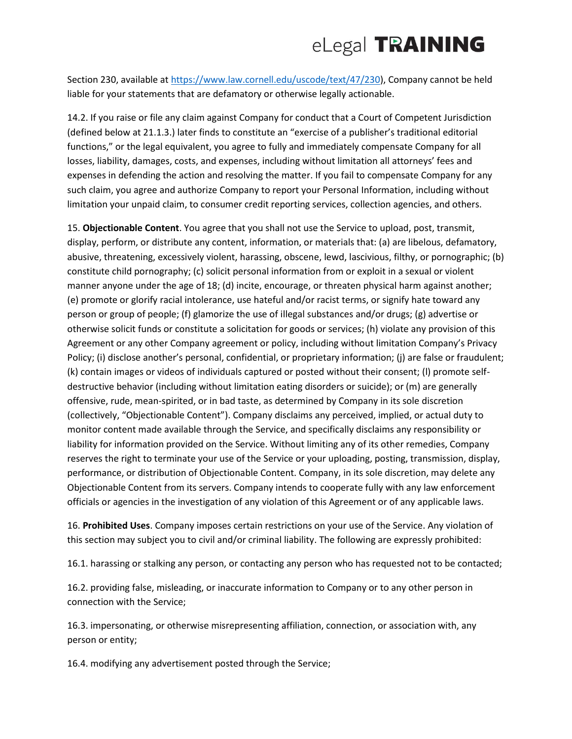Section 230, available at https://www.law.cornell.edu/uscode/text/47/230), Company cannot be held liable for your statements that are defamatory or otherwise legally actionable.

14.2. If you raise or file any claim against Company for conduct that a Court of Competent Jurisdiction (defined below at 21.1.3.) later finds to constitute an "exercise of a publisher's traditional editorial functions," or the legal equivalent, you agree to fully and immediately compensate Company for all losses, liability, damages, costs, and expenses, including without limitation all attorneys' fees and expenses in defending the action and resolving the matter. If you fail to compensate Company for any such claim, you agree and authorize Company to report your Personal Information, including without limitation your unpaid claim, to consumer credit reporting services, collection agencies, and others.

15. **Objectionable Content**. You agree that you shall not use the Service to upload, post, transmit, display, perform, or distribute any content, information, or materials that: (a) are libelous, defamatory, abusive, threatening, excessively violent, harassing, obscene, lewd, lascivious, filthy, or pornographic; (b) constitute child pornography; (c) solicit personal information from or exploit in a sexual or violent manner anyone under the age of 18; (d) incite, encourage, or threaten physical harm against another; (e) promote or glorify racial intolerance, use hateful and/or racist terms, or signify hate toward any person or group of people; (f) glamorize the use of illegal substances and/or drugs; (g) advertise or otherwise solicit funds or constitute a solicitation for goods or services; (h) violate any provision of this Agreement or any other Company agreement or policy, including without limitation Company's Privacy Policy; (i) disclose another's personal, confidential, or proprietary information; (j) are false or fraudulent; (k) contain images or videos of individuals captured or posted without their consent; (l) promote self-destructive behavior (including without limitation eating disorders or suicide); or (m) are generally offensive, rude, mean-spirited, or in bad taste, as determined by Company in its sole discretion (collectively, "Objectionable Content"). Company disclaims any perceived, implied, or actual duty to monitor content made available through the Service, and specifically disclaims any responsibility or liability for information provided on the Service. Without limiting any of its other remedies, Company reserves the right to terminate your use of the Service or your uploading, posting, transmission, display, performance, or distribution of Objectionable Content. Company, in its sole discretion, may delete any Objectionable Content from its servers. Company intends to cooperate fully with any law enforcement officials or agencies in the investigation of any violation of this Agreement or of any applicable laws.

16. **Prohibited Uses**. Company imposes certain restrictions on your use of the Service. Any violation of this section may subject you to civil and/or criminal liability. The following are expressly prohibited:

16.1. harassing or stalking any person, or contacting any person who has requested not to be contacted;

16.2. providing false, misleading, or inaccurate information to Company or to any other person in connection with the Service;

16.3. impersonating, or otherwise misrepresenting affiliation, connection, or association with, any person or entity;

16.4. modifying any advertisement posted through the Service;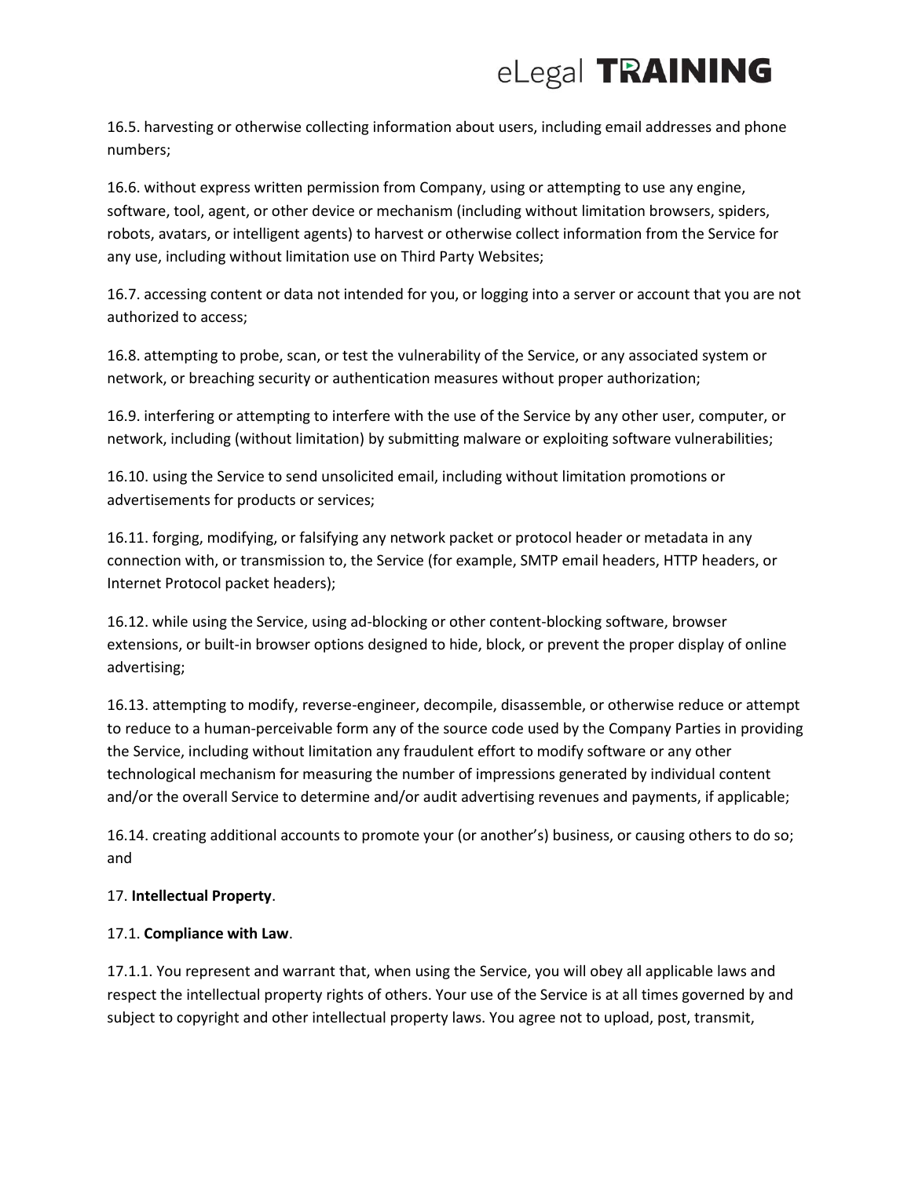16.5. harvesting or otherwise collecting information about users, including email addresses and phone numbers;

16.6. without express written permission from Company, using or attempting to use any engine, software, tool, agent, or other device or mechanism (including without limitation browsers, spiders, robots, avatars, or intelligent agents) to harvest or otherwise collect information from the Service for any use, including without limitation use on Third Party Websites;

16.7. accessing content or data not intended for you, or logging into a server or account that you are not authorized to access;

16.8. attempting to probe, scan, or test the vulnerability of the Service, or any associated system or network, or breaching security or authentication measures without proper authorization;

16.9. interfering or attempting to interfere with the use of the Service by any other user, computer, or network, including (without limitation) by submitting malware or exploiting software vulnerabilities;

16.10. using the Service to send unsolicited email, including without limitation promotions or advertisements for products or services;

16.11. forging, modifying, or falsifying any network packet or protocol header or metadata in any connection with, or transmission to, the Service (for example, SMTP email headers, HTTP headers, or Internet Protocol packet headers);

16.12. while using the Service, using ad-blocking or other content-blocking software, browser extensions, or built-in browser options designed to hide, block, or prevent the proper display of online advertising;

16.13. attempting to modify, reverse-engineer, decompile, disassemble, or otherwise reduce or attempt to reduce to a human-perceivable form any of the source code used by the Company Parties in providing the Service, including without limitation any fraudulent effort to modify software or any other technological mechanism for measuring the number of impressions generated by individual content and/or the overall Service to determine and/or audit advertising revenues and payments, if applicable;

16.14. creating additional accounts to promote your (or another's) business, or causing others to do so; and

17. **Intellectual Property**.

17.1. **Compliance with Law**.

17.1.1. You represent and warrant that, when using the Service, you will obey all applicable laws and respect the intellectual property rights of others. Your use of the Service is at all times governed by and subject to copyright and other intellectual property laws. You agree not to upload, post, transmit,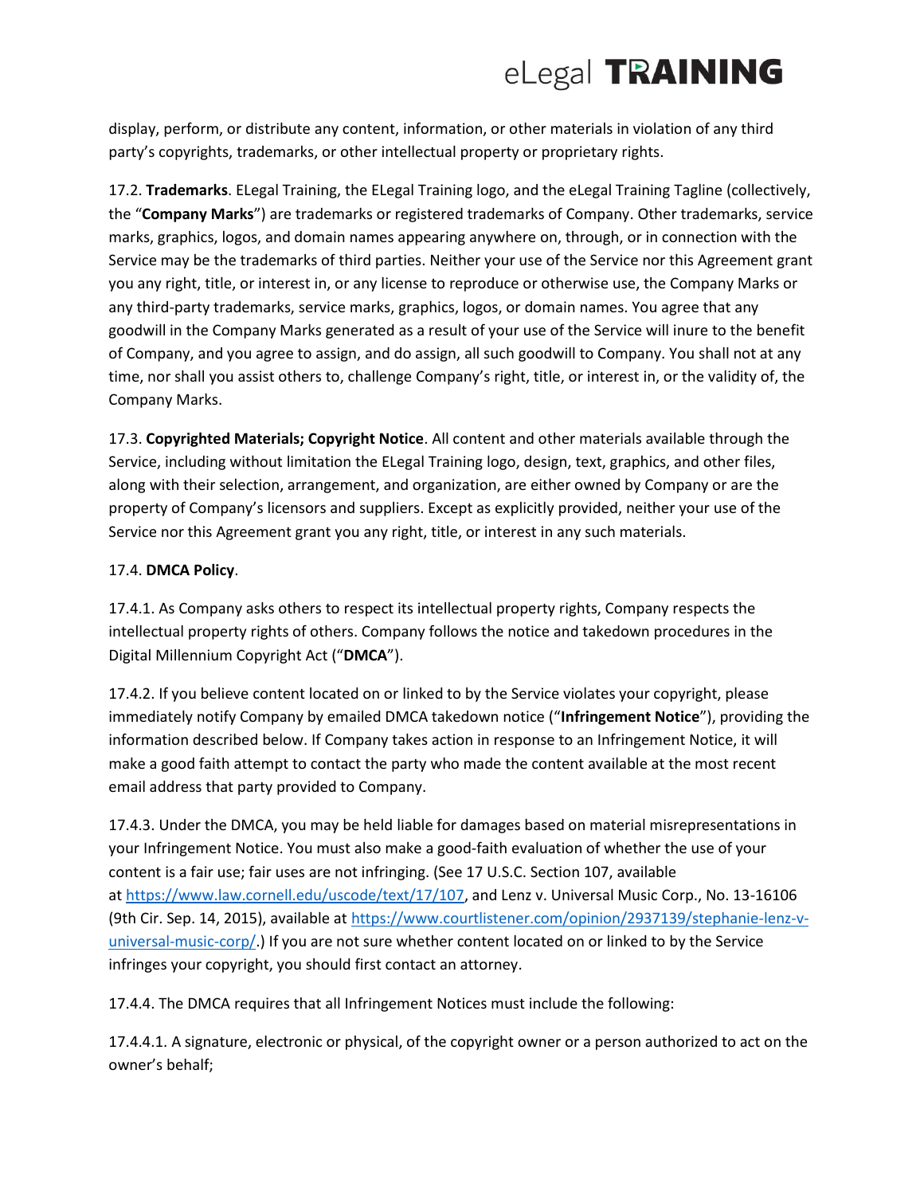display, perform, or distribute any content, information, or other materials in violation of any third party's copyrights, trademarks, or other intellectual property or proprietary rights.

17.2. **Trademarks**. ELegal Training, the ELegal Training logo, and the eLegal Training Tagline (collectively, the "**Company Marks**") are trademarks or registered trademarks of Company. Other trademarks, service marks, graphics, logos, and domain names appearing anywhere on, through, or in connection with the Service may be the trademarks of third parties. Neither your use of the Service nor this Agreement grant you any right, title, or interest in, or any license to reproduce or otherwise use, the Company Marks or any third-party trademarks, service marks, graphics, logos, or domain names. You agree that any goodwill in the Company Marks generated as a result of your use of the Service will inure to the benefit of Company, and you agree to assign, and do assign, all such goodwill to Company. You shall not at any time, nor shall you assist others to, challenge Company's right, title, or interest in, or the validity of, the Company Marks.

17.3. **Copyrighted Materials; Copyright Notice**. All content and other materials available through the Service, including without limitation the ELegal Training logo, design, text, graphics, and other files, along with their selection, arrangement, and organization, are either owned by Company or are the property of Company's licensors and suppliers. Except as explicitly provided, neither your use of the Service nor this Agreement grant you any right, title, or interest in any such materials.

17.4. **DMCA Policy**.

17.4.1. As Company asks others to respect its intellectual property rights, Company respects the intellectual property rights of others. Company follows the notice and takedown procedures in the Digital Millennium Copyright Act ("**DMCA**").

17.4.2. If you believe content located on or linked to by the Service violates your copyright, please immediately notify Company by emailed DMCA takedown notice ("**Infringement Notice**"), providing the information described below. If Company takes action in response to an Infringement Notice, it will make a good faith attempt to contact the party who made the content available at the most recent email address that party provided to Company.

17.4.3. Under the DMCA, you may be held liable for damages based on material misrepresentations in your Infringement Notice. You must also make a good-faith evaluation of whether the use of your content is a fair use; fair uses are not infringing. (See 17 U.S.C. Section 107, available at https://www.law.cornell.edu/uscode/text/17/107, and Lenz v. Universal Music Corp., No. 13-16106 (9th Cir. Sep. 14, 2015), available at https://www.courtlistener.com/opinion/2937139/stephanie-lenz-v-universal-music-corp/.) If you are not sure whether content located on or linked to by the Service infringes your copyright, you should first contact an attorney.

17.4.4. The DMCA requires that all Infringement Notices must include the following:

17.4.4.1. A signature, electronic or physical, of the copyright owner or a person authorized to act on the owner's behalf;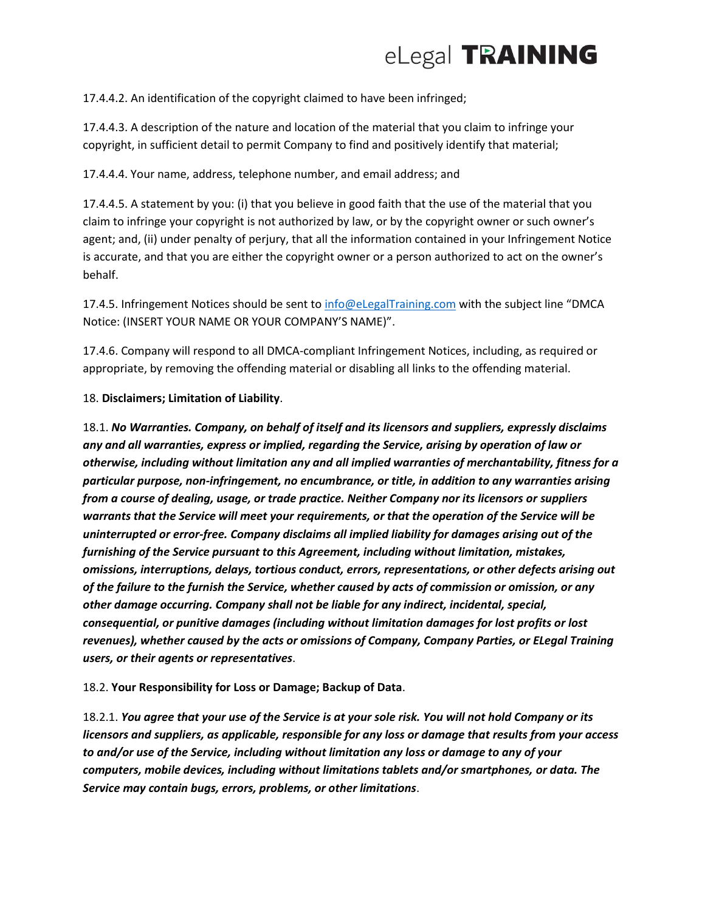17.4.4.2. An identification of the copyright claimed to have been infringed;

17.4.4.3. A description of the nature and location of the material that you claim to infringe your copyright, in sufficient detail to permit Company to find and positively identify that material;

17.4.4.4. Your name, address, telephone number, and email address; and

17.4.4.5. A statement by you: (i) that you believe in good faith that the use of the material that you claim to infringe your copyright is not authorized by law, or by the copyright owner or such owner's agent; and, (ii) under penalty of perjury, that all the information contained in your Infringement Notice is accurate, and that you are either the copyright owner or a person authorized to act on the owner's behalf.

17.4.5. Infringement Notices should be sent to [info@eLegalTraining.com](mailto:info@eLegalTraining.com) with the subject line "DMCA Notice: (INSERT YOUR NAME OR YOUR COMPANY'S NAME)".

17.4.6. Company will respond to all DMCA-compliant Infringement Notices, including, as required or appropriate, by removing the offending material or disabling all links to the offending material.

18. **Disclaimers; Limitation of Liability**.

18.1. ***No Warranties. Company, on behalf of itself and its licensors and suppliers, expressly disclaims any and all warranties, express or implied, regarding the Service, arising by operation of law or otherwise, including without limitation any and all implied warranties of merchantability, fitness for a particular purpose, non-infringement, no encumbrance, or title, in addition to any warranties arising from a course of dealing, usage, or trade practice. Neither Company nor its licensors or suppliers warrants that the Service will meet your requirements, or that the operation of the Service will be uninterrupted or error-free. Company disclaims all implied liability for damages arising out of the furnishing of the Service pursuant to this Agreement, including without limitation, mistakes, omissions, interruptions, delays, tortious conduct, errors, representations, or other defects arising out of the failure to the furnish the Service, whether caused by acts of commission or omission, or any other damage occurring. Company shall not be liable for any indirect, incidental, special, consequential, or punitive damages (including without limitation damages for lost profits or lost revenues), whether caused by the acts or omissions of Company, Company Parties, or ELegal Training users, or their agents or representatives***.

18.2. **Your Responsibility for Loss or Damage; Backup of Data**.

18.2.1. ***You agree that your use of the Service is at your sole risk. You will not hold Company or its licensors and suppliers, as applicable, responsible for any loss or damage that results from your access to and/or use of the Service, including without limitation any loss or damage to any of your computers, mobile devices, including without limitations tablets and/or smartphones, or data. The Service may contain bugs, errors, problems, or other limitations***.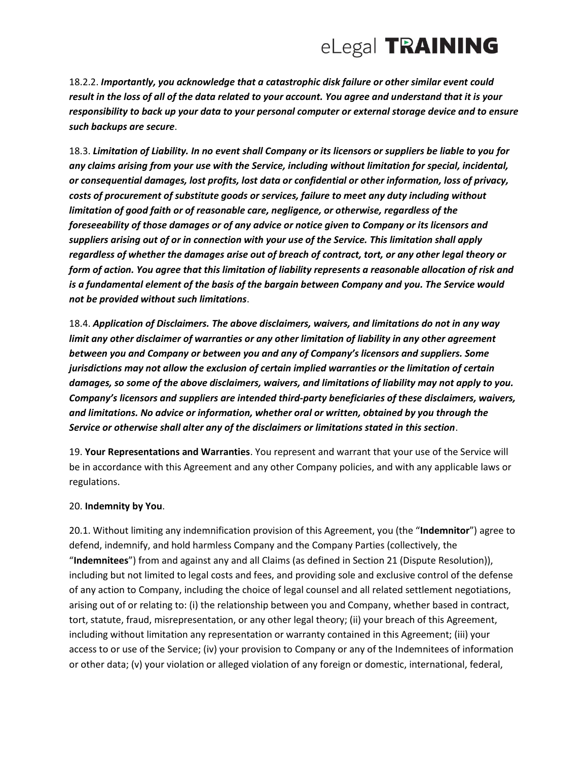18.2.2. ***Importantly, you acknowledge that a catastrophic disk failure or other similar event could result in the loss of all of the data related to your account. You agree and understand that it is your responsibility to back up your data to your personal computer or external storage device and to ensure such backups are secure***.

18.3. ***Limitation of Liability. In no event shall Company or its licensors or suppliers be liable to you for any claims arising from your use with the Service, including without limitation for special, incidental, or consequential damages, lost profits, lost data or confidential or other information, loss of privacy, costs of procurement of substitute goods or services, failure to meet any duty including without limitation of good faith or of reasonable care, negligence, or otherwise, regardless of the foreseeability of those damages or of any advice or notice given to Company or its licensors and suppliers arising out of or in connection with your use of the Service. This limitation shall apply regardless of whether the damages arise out of breach of contract, tort, or any other legal theory or form of action. You agree that this limitation of liability represents a reasonable allocation of risk and is a fundamental element of the basis of the bargain between Company and you. The Service would not be provided without such limitations***.

18.4. ***Application of Disclaimers. The above disclaimers, waivers, and limitations do not in any way limit any other disclaimer of warranties or any other limitation of liability in any other agreement between you and Company or between you and any of Company's licensors and suppliers. Some jurisdictions may not allow the exclusion of certain implied warranties or the limitation of certain damages, so some of the above disclaimers, waivers, and limitations of liability may not apply to you. Company's licensors and suppliers are intended third-party beneficiaries of these disclaimers, waivers, and limitations. No advice or information, whether oral or written, obtained by you through the Service or otherwise shall alter any of the disclaimers or limitations stated in this section***.

19. **Your Representations and Warranties**. You represent and warrant that your use of the Service will be in accordance with this Agreement and any other Company policies, and with any applicable laws or regulations.

20. **Indemnity by You**.

20.1. Without limiting any indemnification provision of this Agreement, you (the "**Indemnitor**") agree to defend, indemnify, and hold harmless Company and the Company Parties (collectively, the "**Indemnitees**") from and against any and all Claims (as defined in Section 21 (Dispute Resolution)), including but not limited to legal costs and fees, and providing sole and exclusive control of the defense of any action to Company, including the choice of legal counsel and all related settlement negotiations, arising out of or relating to: (i) the relationship between you and Company, whether based in contract, tort, statute, fraud, misrepresentation, or any other legal theory; (ii) your breach of this Agreement, including without limitation any representation or warranty contained in this Agreement; (iii) your access to or use of the Service; (iv) your provision to Company or any of the Indemnitees of information or other data; (v) your violation or alleged violation of any foreign or domestic, international, federal,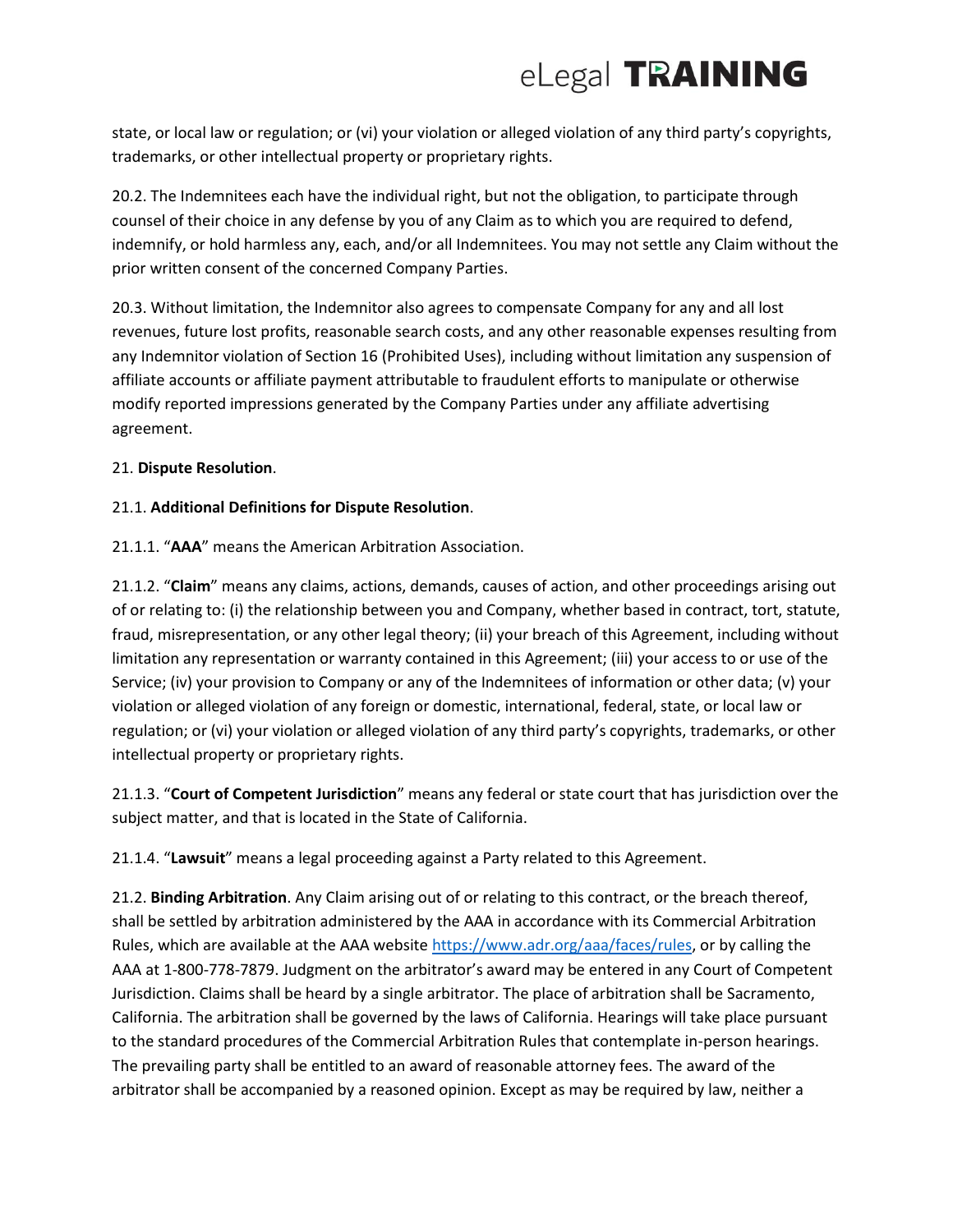state, or local law or regulation; or (vi) your violation or alleged violation of any third party's copyrights, trademarks, or other intellectual property or proprietary rights.

20.2. The Indemnitees each have the individual right, but not the obligation, to participate through counsel of their choice in any defense by you of any Claim as to which you are required to defend, indemnify, or hold harmless any, each, and/or all Indemnitees. You may not settle any Claim without the prior written consent of the concerned Company Parties.

20.3. Without limitation, the Indemnitor also agrees to compensate Company for any and all lost revenues, future lost profits, reasonable search costs, and any other reasonable expenses resulting from any Indemnitor violation of Section 16 (Prohibited Uses), including without limitation any suspension of affiliate accounts or affiliate payment attributable to fraudulent efforts to manipulate or otherwise modify reported impressions generated by the Company Parties under any affiliate advertising agreement.

21. **Dispute Resolution**.

21.1. **Additional Definitions for Dispute Resolution**.

21.1.1. "**AAA**" means the American Arbitration Association.

21.1.2. "**Claim**" means any claims, actions, demands, causes of action, and other proceedings arising out of or relating to: (i) the relationship between you and Company, whether based in contract, tort, statute, fraud, misrepresentation, or any other legal theory; (ii) your breach of this Agreement, including without limitation any representation or warranty contained in this Agreement; (iii) your access to or use of the Service; (iv) your provision to Company or any of the Indemnitees of information or other data; (v) your violation or alleged violation of any foreign or domestic, international, federal, state, or local law or regulation; or (vi) your violation or alleged violation of any third party's copyrights, trademarks, or other intellectual property or proprietary rights.

21.1.3. "**Court of Competent Jurisdiction**" means any federal or state court that has jurisdiction over the subject matter, and that is located in the State of California.

21.1.4. "**Lawsuit**" means a legal proceeding against a Party related to this Agreement.

21.2. **Binding Arbitration**. Any Claim arising out of or relating to this contract, or the breach thereof, shall be settled by arbitration administered by the AAA in accordance with its Commercial Arbitration Rules, which are available at the AAA website https://www.adr.org/aaa/faces/rules, or by calling the AAA at 1-800-778-7879. Judgment on the arbitrator's award may be entered in any Court of Competent Jurisdiction. Claims shall be heard by a single arbitrator. The place of arbitration shall be Sacramento, California. The arbitration shall be governed by the laws of California. Hearings will take place pursuant to the standard procedures of the Commercial Arbitration Rules that contemplate in-person hearings. The prevailing party shall be entitled to an award of reasonable attorney fees. The award of the arbitrator shall be accompanied by a reasoned opinion. Except as may be required by law, neither a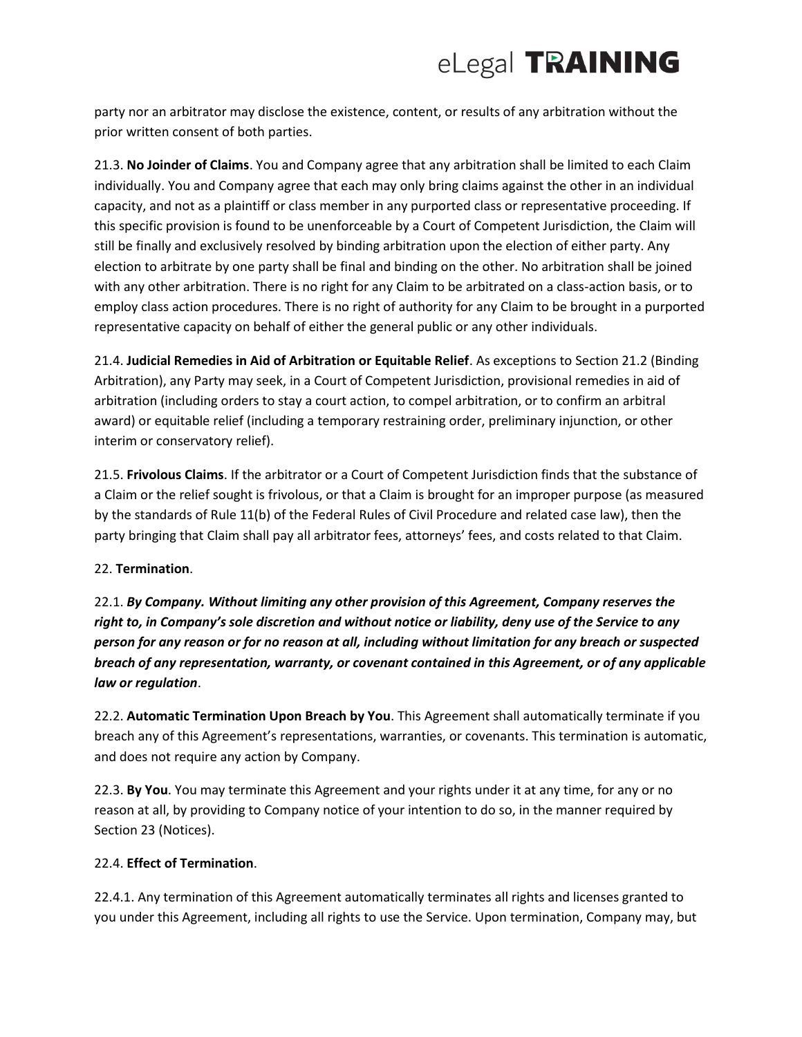party nor an arbitrator may disclose the existence, content, or results of any arbitration without the prior written consent of both parties.

21.3. **No Joinder of Claims**. You and Company agree that any arbitration shall be limited to each Claim individually. You and Company agree that each may only bring claims against the other in an individual capacity, and not as a plaintiff or class member in any purported class or representative proceeding. If this specific provision is found to be unenforceable by a Court of Competent Jurisdiction, the Claim will still be finally and exclusively resolved by binding arbitration upon the election of either party. Any election to arbitrate by one party shall be final and binding on the other. No arbitration shall be joined with any other arbitration. There is no right for any Claim to be arbitrated on a class-action basis, or to employ class action procedures. There is no right of authority for any Claim to be brought in a purported representative capacity on behalf of either the general public or any other individuals.

21.4. **Judicial Remedies in Aid of Arbitration or Equitable Relief**. As exceptions to Section 21.2 (Binding Arbitration), any Party may seek, in a Court of Competent Jurisdiction, provisional remedies in aid of arbitration (including orders to stay a court action, to compel arbitration, or to confirm an arbitral award) or equitable relief (including a temporary restraining order, preliminary injunction, or other interim or conservatory relief).

21.5. **Frivolous Claims**. If the arbitrator or a Court of Competent Jurisdiction finds that the substance of a Claim or the relief sought is frivolous, or that a Claim is brought for an improper purpose (as measured by the standards of Rule 11(b) of the Federal Rules of Civil Procedure and related case law), then the party bringing that Claim shall pay all arbitrator fees, attorneys' fees, and costs related to that Claim.

22. **Termination**.

22.1. ***By Company. Without limiting any other provision of this Agreement, Company reserves the right to, in Company's sole discretion and without notice or liability, deny use of the Service to any person for any reason or for no reason at all, including without limitation for any breach or suspected breach of any representation, warranty, or covenant contained in this Agreement, or of any applicable law or regulation***.

22.2. **Automatic Termination Upon Breach by You**. This Agreement shall automatically terminate if you breach any of this Agreement's representations, warranties, or covenants. This termination is automatic, and does not require any action by Company.

22.3. **By You**. You may terminate this Agreement and your rights under it at any time, for any or no reason at all, by providing to Company notice of your intention to do so, in the manner required by Section 23 (Notices).

22.4. **Effect of Termination**.

22.4.1. Any termination of this Agreement automatically terminates all rights and licenses granted to you under this Agreement, including all rights to use the Service. Upon termination, Company may, but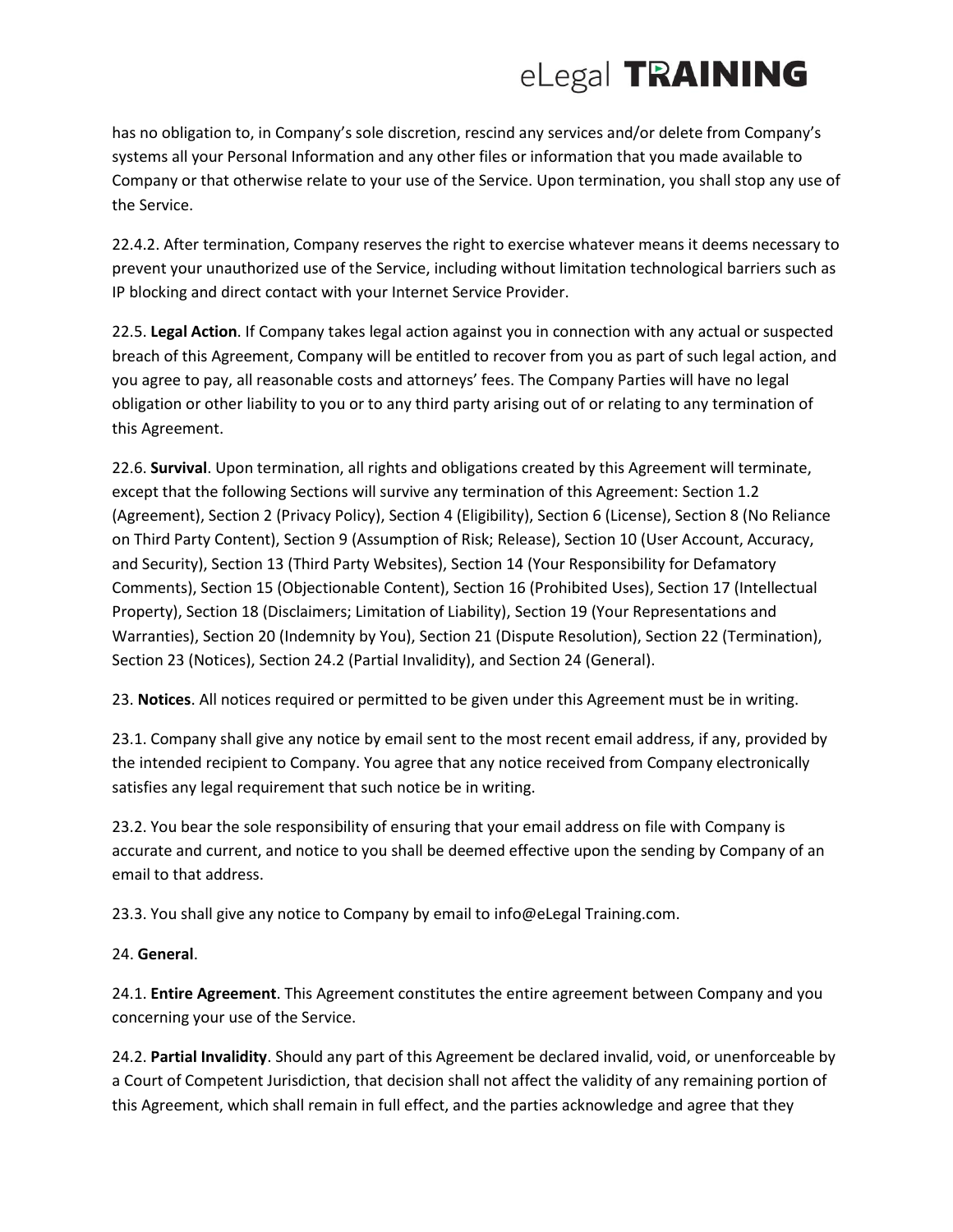has no obligation to, in Company's sole discretion, rescind any services and/or delete from Company's systems all your Personal Information and any other files or information that you made available to Company or that otherwise relate to your use of the Service. Upon termination, you shall stop any use of the Service.

22.4.2. After termination, Company reserves the right to exercise whatever means it deems necessary to prevent your unauthorized use of the Service, including without limitation technological barriers such as IP blocking and direct contact with your Internet Service Provider.

22.5. **Legal Action**. If Company takes legal action against you in connection with any actual or suspected breach of this Agreement, Company will be entitled to recover from you as part of such legal action, and you agree to pay, all reasonable costs and attorneys' fees. The Company Parties will have no legal obligation or other liability to you or to any third party arising out of or relating to any termination of this Agreement.

22.6. **Survival**. Upon termination, all rights and obligations created by this Agreement will terminate, except that the following Sections will survive any termination of this Agreement: Section 1.2 (Agreement), Section 2 (Privacy Policy), Section 4 (Eligibility), Section 6 (License), Section 8 (No Reliance on Third Party Content), Section 9 (Assumption of Risk; Release), Section 10 (User Account, Accuracy, and Security), Section 13 (Third Party Websites), Section 14 (Your Responsibility for Defamatory Comments), Section 15 (Objectionable Content), Section 16 (Prohibited Uses), Section 17 (Intellectual Property), Section 18 (Disclaimers; Limitation of Liability), Section 19 (Your Representations and Warranties), Section 20 (Indemnity by You), Section 21 (Dispute Resolution), Section 22 (Termination), Section 23 (Notices), Section 24.2 (Partial Invalidity), and Section 24 (General).

23. **Notices**. All notices required or permitted to be given under this Agreement must be in writing.

23.1. Company shall give any notice by email sent to the most recent email address, if any, provided by the intended recipient to Company. You agree that any notice received from Company electronically satisfies any legal requirement that such notice be in writing.

23.2. You bear the sole responsibility of ensuring that your email address on file with Company is accurate and current, and notice to you shall be deemed effective upon the sending by Company of an email to that address.

23.3. You shall give any notice to Company by email to info@eLegal Training.com.

24. **General**.

24.1. **Entire Agreement**. This Agreement constitutes the entire agreement between Company and you concerning your use of the Service.

24.2. **Partial Invalidity**. Should any part of this Agreement be declared invalid, void, or unenforceable by a Court of Competent Jurisdiction, that decision shall not affect the validity of any remaining portion of this Agreement, which shall remain in full effect, and the parties acknowledge and agree that they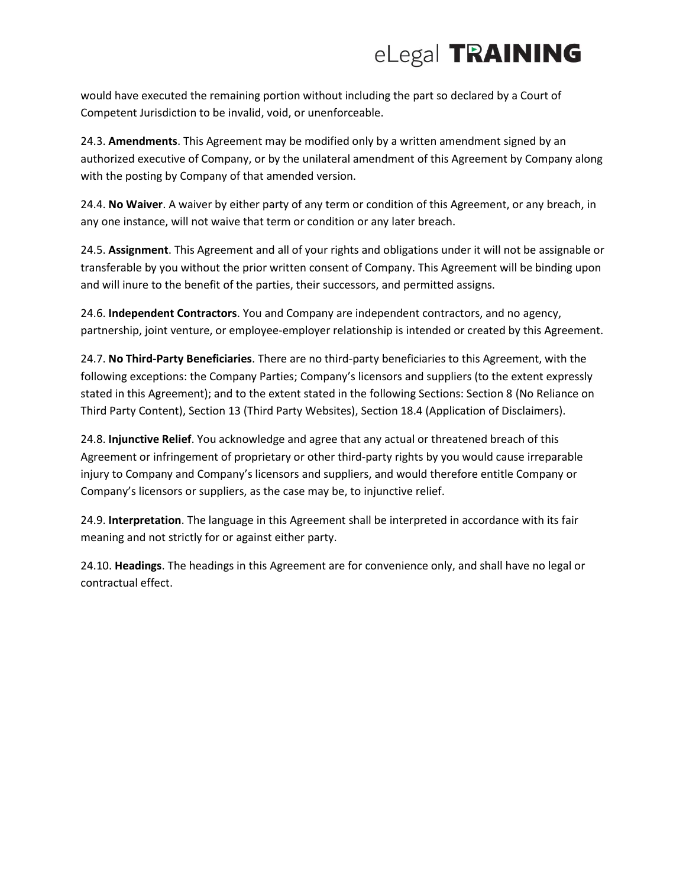would have executed the remaining portion without including the part so declared by a Court of Competent Jurisdiction to be invalid, void, or unenforceable.

24.3. **Amendments**. This Agreement may be modified only by a written amendment signed by an authorized executive of Company, or by the unilateral amendment of this Agreement by Company along with the posting by Company of that amended version.

24.4. **No Waiver**. A waiver by either party of any term or condition of this Agreement, or any breach, in any one instance, will not waive that term or condition or any later breach.

24.5. **Assignment**. This Agreement and all of your rights and obligations under it will not be assignable or transferable by you without the prior written consent of Company. This Agreement will be binding upon and will inure to the benefit of the parties, their successors, and permitted assigns.

24.6. **Independent Contractors**. You and Company are independent contractors, and no agency, partnership, joint venture, or employee-employer relationship is intended or created by this Agreement.

24.7. **No Third-Party Beneficiaries**. There are no third-party beneficiaries to this Agreement, with the following exceptions: the Company Parties; Company's licensors and suppliers (to the extent expressly stated in this Agreement); and to the extent stated in the following Sections: Section 8 (No Reliance on Third Party Content), Section 13 (Third Party Websites), Section 18.4 (Application of Disclaimers).

24.8. **Injunctive Relief**. You acknowledge and agree that any actual or threatened breach of this Agreement or infringement of proprietary or other third-party rights by you would cause irreparable injury to Company and Company's licensors and suppliers, and would therefore entitle Company or Company's licensors or suppliers, as the case may be, to injunctive relief.

24.9. **Interpretation**. The language in this Agreement shall be interpreted in accordance with its fair meaning and not strictly for or against either party.

24.10. **Headings**. The headings in this Agreement are for convenience only, and shall have no legal or contractual effect.